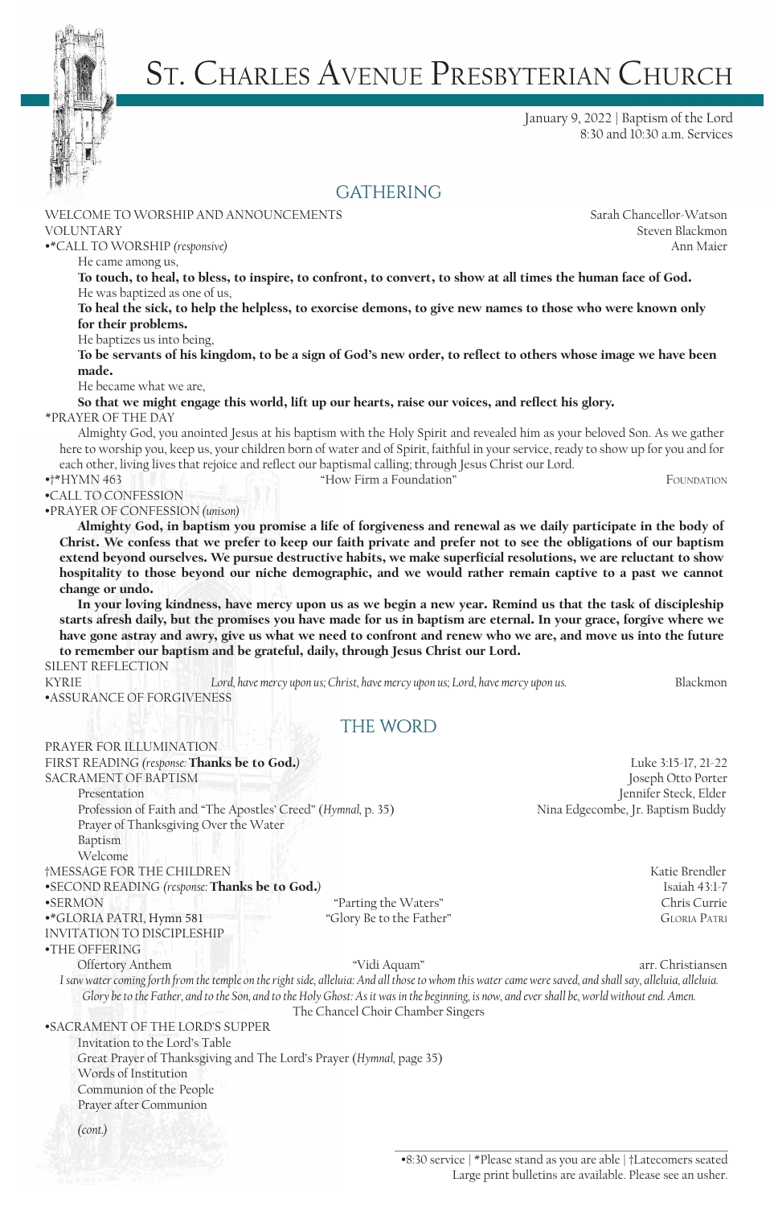# St. Charles Avenue Presbyterian Church

January 9, 2022 | Baptism of the Lord
8:30 and 10:30 a.m. Services

## GATHERING

WELCOME TO WORSHIP AND ANNOUNCEMENTS — Sarah Chancellor-Watson
VOLUNTARY — Steven Blackmon
•*CALL TO WORSHIP *(responsive)* — Ann Maier

He came among us,
**To touch, to heal, to bless, to inspire, to confront, to convert, to show at all times the human face of God.**
He was baptized as one of us,
**To heal the sick, to help the helpless, to exorcise demons, to give new names to those who were known only for their problems.**
He baptizes us into being,
**To be servants of his kingdom, to be a sign of God's new order, to reflect to others whose image we have been made.**
He became what we are,
**So that we might engage this world, lift up our hearts, raise our voices, and reflect his glory.**

*PRAYER OF THE DAY

Almighty God, you anointed Jesus at his baptism with the Holy Spirit and revealed him as your beloved Son. As we gather here to worship you, keep us, your children born of water and of Spirit, faithful in your service, ready to show up for you and for each other, living lives that rejoice and reflect our baptismal calling; through Jesus Christ our Lord.

•†*HYMN 463 — "How Firm a Foundation" — FOUNDATION
•CALL TO CONFESSION
•PRAYER OF CONFESSION *(unison)*

**Almighty God, in baptism you promise a life of forgiveness and renewal as we daily participate in the body of Christ. We confess that we prefer to keep our faith private and prefer not to see the obligations of our baptism extend beyond ourselves. We pursue destructive habits, we make superficial resolutions, we are reluctant to show hospitality to those beyond our niche demographic, and we would rather remain captive to a past we cannot change or undo.**

**In your loving kindness, have mercy upon us as we begin a new year. Remind us that the task of discipleship starts afresh daily, but the promises you have made for us in baptism are eternal. In your grace, forgive where we have gone astray and awry, give us what we need to confront and renew who we are, and move us into the future to remember our baptism and be grateful, daily, through Jesus Christ our Lord.**

SILENT REFLECTION
KYRIE — *Lord, have mercy upon us; Christ, have mercy upon us; Lord, have mercy upon us.* — Blackmon
•ASSURANCE OF FORGIVENESS

## THE WORD

PRAYER FOR ILLUMINATION
FIRST READING *(response:* **Thanks be to God.***)* — Luke 3:15-17, 21-22
SACRAMENT OF BAPTISM — Joseph Otto Porter

- Presentation — Jennifer Steck, Elder
- Profession of Faith and "The Apostles' Creed" (*Hymnal,* p. 35) — Nina Edgecombe, Jr. Baptism Buddy
- Prayer of Thanksgiving Over the Water
- Baptism
- Welcome

†MESSAGE FOR THE CHILDREN — Katie Brendler
•SECOND READING *(response:* **Thanks be to God.***)* — Isaiah 43:1-7
•SERMON — "Parting the Waters" — Chris Currie
•*GLORIA PATRI, Hymn 581 — "Glory Be to the Father" — GLORIA PATRI
INVITATION TO DISCIPLESHIP
•THE OFFERING

Offertory Anthem — "Vidi Aquam" — arr. Christiansen

*I saw water coming forth from the temple on the right side, alleluia: And all those to whom this water came were saved, and shall say, alleluia, alleluia. Glory be to the Father, and to the Son, and to the Holy Ghost: As it was in the beginning, is now, and ever shall be, world without end. Amen.*

The Chancel Choir Chamber Singers

•SACRAMENT OF THE LORD'S SUPPER

- Invitation to the Lord's Table
- Great Prayer of Thanksgiving and The Lord's Prayer (*Hymnal,* page 35)
- Words of Institution
- Communion of the People
- Prayer after Communion

*(cont.)*

•8:30 service | *Please stand as you are able | †Latecomers seated
Large print bulletins are available. Please see an usher.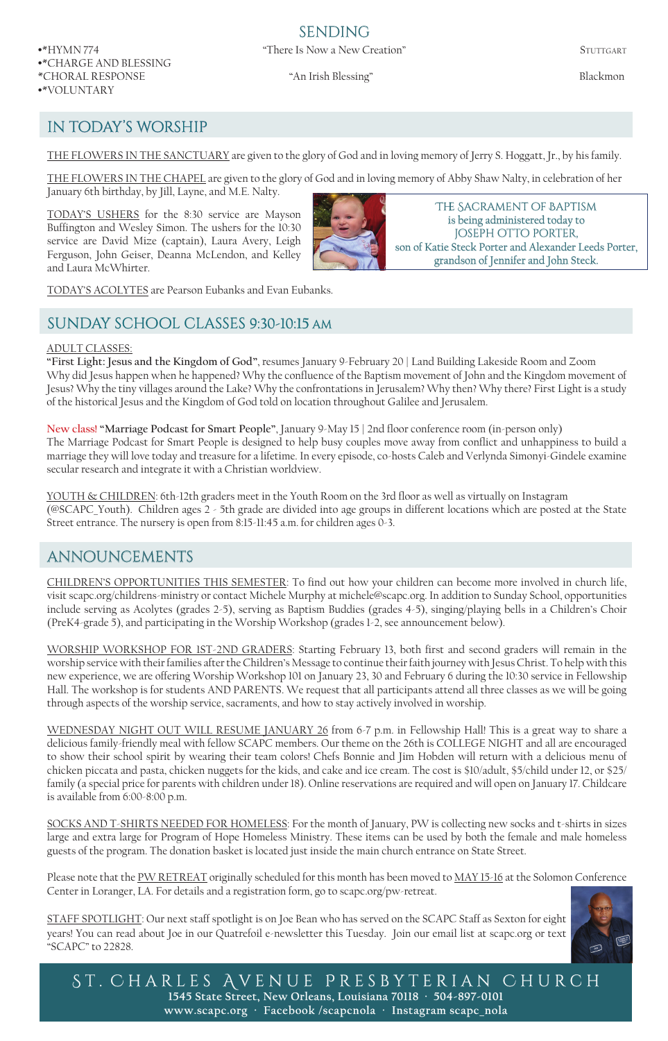## SENDING

| | | |
|---|---|---|
| •*HYMN 774 | "There Is Now a New Creation" | STUTTGART |
| •*CHARGE AND BLESSING | | |
| *CHORAL RESPONSE | "An Irish Blessing" | Blackmon |
| •*VOLUNTARY | | |

## IN TODAY'S WORSHIP

THE FLOWERS IN THE SANCTUARY are given to the glory of God and in loving memory of Jerry S. Hoggatt, Jr., by his family.

THE FLOWERS IN THE CHAPEL are given to the glory of God and in loving memory of Abby Shaw Nalty, in celebration of her January 6th birthday, by Jill, Layne, and M.E. Nalty.

TODAY'S USHERS for the 8:30 service are Mayson Buffington and Wesley Simon. The ushers for the 10:30 service are David Mize (captain), Laura Avery, Leigh Ferguson, John Geiser, Deanna McLendon, and Kelley and Laura McWhirter.

THE SACRAMENT OF BAPTISM
is being administered today to
JOSEPH OTTO PORTER,
son of Katie Steck Porter and Alexander Leeds Porter,
grandson of Jennifer and John Steck.

TODAY'S ACOLYTES are Pearson Eubanks and Evan Eubanks.

## SUNDAY SCHOOL CLASSES 9:30-10:15 AM

ADULT CLASSES:

**"First Light: Jesus and the Kingdom of God"**, resumes January 9-February 20 | Land Building Lakeside Room and Zoom
Why did Jesus happen when he happened? Why the confluence of the Baptism movement of John and the Kingdom movement of Jesus? Why the tiny villages around the Lake? Why the confrontations in Jerusalem? Why then? Why there? First Light is a study of the historical Jesus and the Kingdom of God told on location throughout Galilee and Jerusalem.

New class! **"Marriage Podcast for Smart People"**, January 9-May 15 | 2nd floor conference room (in-person only)
The Marriage Podcast for Smart People is designed to help busy couples move away from conflict and unhappiness to build a marriage they will love today and treasure for a lifetime. In every episode, co-hosts Caleb and Verlynda Simonyi-Gindele examine secular research and integrate it with a Christian worldview.

YOUTH & CHILDREN: 6th-12th graders meet in the Youth Room on the 3rd floor as well as virtually on Instagram (@SCAPC_Youth). Children ages 2 - 5th grade are divided into age groups in different locations which are posted at the State Street entrance. The nursery is open from 8:15-11:45 a.m. for children ages 0-3.

## ANNOUNCEMENTS

CHILDREN'S OPPORTUNITIES THIS SEMESTER: To find out how your children can become more involved in church life, visit scapc.org/childrens-ministry or contact Michele Murphy at michele@scapc.org. In addition to Sunday School, opportunities include serving as Acolytes (grades 2-5), serving as Baptism Buddies (grades 4-5), singing/playing bells in a Children's Choir (PreK4-grade 5), and participating in the Worship Workshop (grades 1-2, see announcement below).

WORSHIP WORKSHOP FOR 1ST-2ND GRADERS: Starting February 13, both first and second graders will remain in the worship service with their families after the Children's Message to continue their faith journey with Jesus Christ. To help with this new experience, we are offering Worship Workshop 101 on January 23, 30 and February 6 during the 10:30 service in Fellowship Hall. The workshop is for students AND PARENTS. We request that all participants attend all three classes as we will be going through aspects of the worship service, sacraments, and how to stay actively involved in worship.

WEDNESDAY NIGHT OUT WILL RESUME JANUARY 26 from 6-7 p.m. in Fellowship Hall! This is a great way to share a delicious family-friendly meal with fellow SCAPC members. Our theme on the 26th is COLLEGE NIGHT and all are encouraged to show their school spirit by wearing their team colors! Chefs Bonnie and Jim Hobden will return with a delicious menu of chicken piccata and pasta, chicken nuggets for the kids, and cake and ice cream. The cost is $10/adult, $5/child under 12, or $25/ family (a special price for parents with children under 18). Online reservations are required and will open on January 17. Childcare is available from 6:00-8:00 p.m.

SOCKS AND T-SHIRTS NEEDED FOR HOMELESS: For the month of January, PW is collecting new socks and t-shirts in sizes large and extra large for Program of Hope Homeless Ministry. These items can be used by both the female and male homeless guests of the program. The donation basket is located just inside the main church entrance on State Street.

Please note that the PW RETREAT originally scheduled for this month has been moved to MAY 15-16 at the Solomon Conference Center in Loranger, LA. For details and a registration form, go to scapc.org/pw-retreat.

STAFF SPOTLIGHT: Our next staff spotlight is on Joe Bean who has served on the SCAPC Staff as Sexton for eight years! You can read about Joe in our Quatrefoil e-newsletter this Tuesday. Join our email list at scapc.org or text "SCAPC" to 22828.

ST. CHARLES AVENUE PRESBYTERIAN CHURCH
**1545 State Street, New Orleans, Louisiana 70118 · 504-897-0101**
**www.scapc.org · Facebook /scapcnola · Instagram scapc_nola**